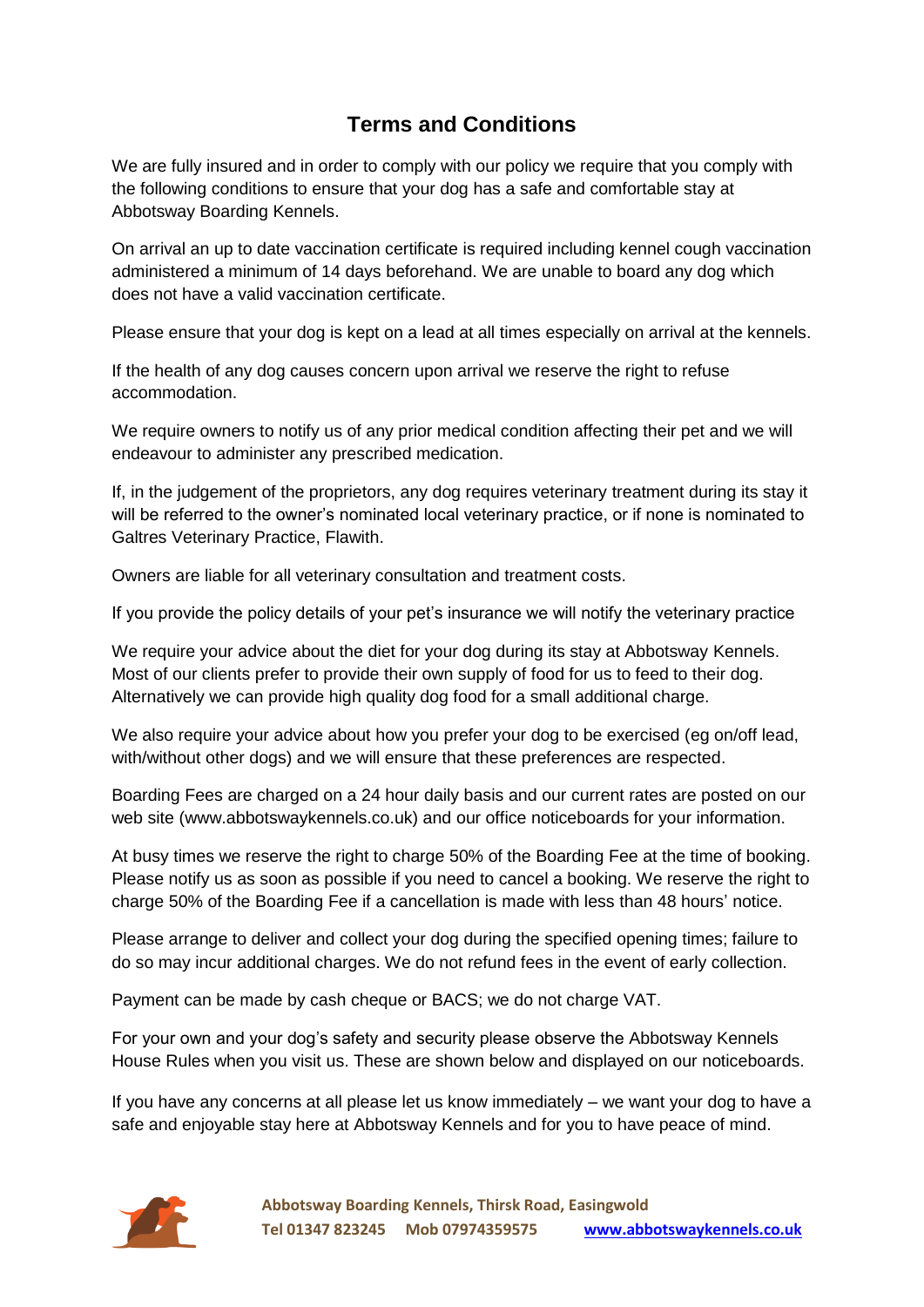# Terms and Conditions

We are fully insured and in order to comply with our policy we require that you comply with the following conditions to ensure that your dog has a safe and comfortable stay at Abbotsway Boarding Kennels.

On arrival an up to date vaccination certificate is required including kennel cough vaccination administered a minimum of 14 days beforehand. We are unable to board any dog which does not have a valid vaccination certificate.

Please ensure that your dog is kept on a lead at all times especially on arrival at the kennels.

If the health of any dog causes concern upon arrival we reserve the right to refuse accommodation.

We require owners to notify us of any prior medical condition affecting their pet and we will endeavour to administer any prescribed medication.

If, in the judgement of the proprietors, any dog requires veterinary treatment during its stay it will be referred to the owner's nominated local veterinary practice, or if none is nominated to Galtres Veterinary Practice, Flawith.

Owners are liable for all veterinary consultation and treatment costs.

If you provide the policy details of your pet's insurance we will notify the veterinary practice

We require your advice about the diet for your dog during its stay at Abbotsway Kennels. Most of our clients prefer to provide their own supply of food for us to feed to their dog. Alternatively we can provide high quality dog food for a small additional charge.

We also require your advice about how you prefer your dog to be exercised (eg on/off lead, with/without other dogs) and we will ensure that these preferences are respected.

Boarding Fees are charged on a 24 hour daily basis and our current rates are posted on our web site (www.abbotswaykennels.co.uk) and our office noticeboards for your information.

At busy times we reserve the right to charge 50% of the Boarding Fee at the time of booking. Please notify us as soon as possible if you need to cancel a booking. We reserve the right to charge 50% of the Boarding Fee if a cancellation is made with less than 48 hours' notice.

Please arrange to deliver and collect your dog during the specified opening times; failure to do so may incur additional charges. We do not refund fees in the event of early collection.

Payment can be made by cash cheque or BACS; we do not charge VAT.

For your own and your dog's safety and security please observe the Abbotsway Kennels House Rules when you visit us. These are shown below and displayed on our noticeboards.

If you have any concerns at all please let us know immediately – we want your dog to have a safe and enjoyable stay here at Abbotsway Kennels and for you to have peace of mind.

**Abbotsway Boarding Kennels, Thirsk Road, Easingwold**
**Tel 01347 823245 Mob 07974359575 [www.abbotswaykennels.co.uk](http://www.abbotswaykennels.co.uk)**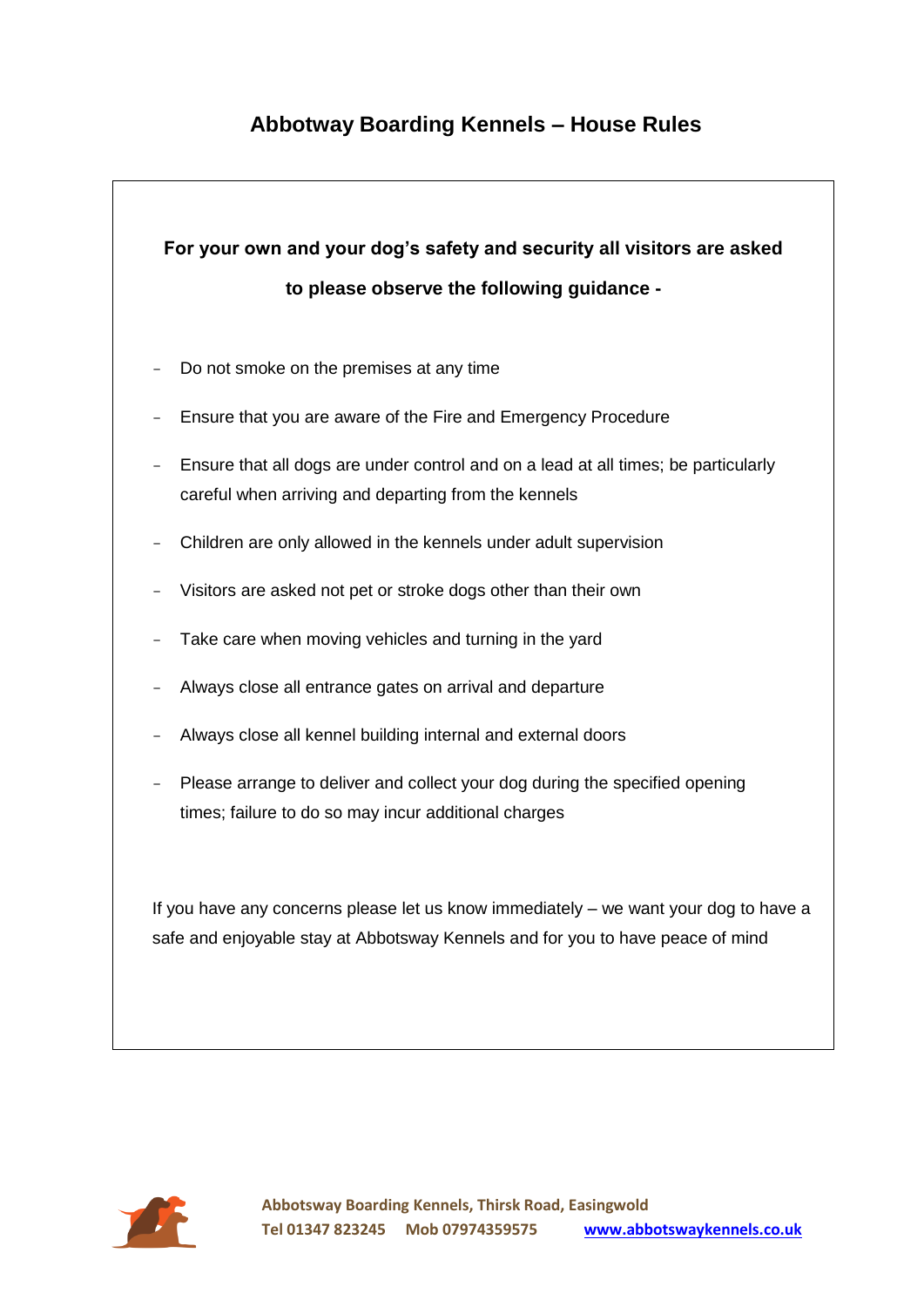# Abbotway Boarding Kennels – House Rules

**For your own and your dog's safety and security all visitors are asked to please observe the following guidance -**

- Do not smoke on the premises at any time
- Ensure that you are aware of the Fire and Emergency Procedure
- Ensure that all dogs are under control and on a lead at all times; be particularly careful when arriving and departing from the kennels
- Children are only allowed in the kennels under adult supervision
- Visitors are asked not pet or stroke dogs other than their own
- Take care when moving vehicles and turning in the yard
- Always close all entrance gates on arrival and departure
- Always close all kennel building internal and external doors
- Please arrange to deliver and collect your dog during the specified opening times; failure to do so may incur additional charges

If you have any concerns please let us know immediately – we want your dog to have a safe and enjoyable stay at Abbotsway Kennels and for you to have peace of mind

**Abbotsway Boarding Kennels, Thirsk Road, Easingwold**
**Tel 01347 823245 Mob 07974359575 [www.abbotswaykennels.co.uk](http://www.abbotswaykennels.co.uk)**